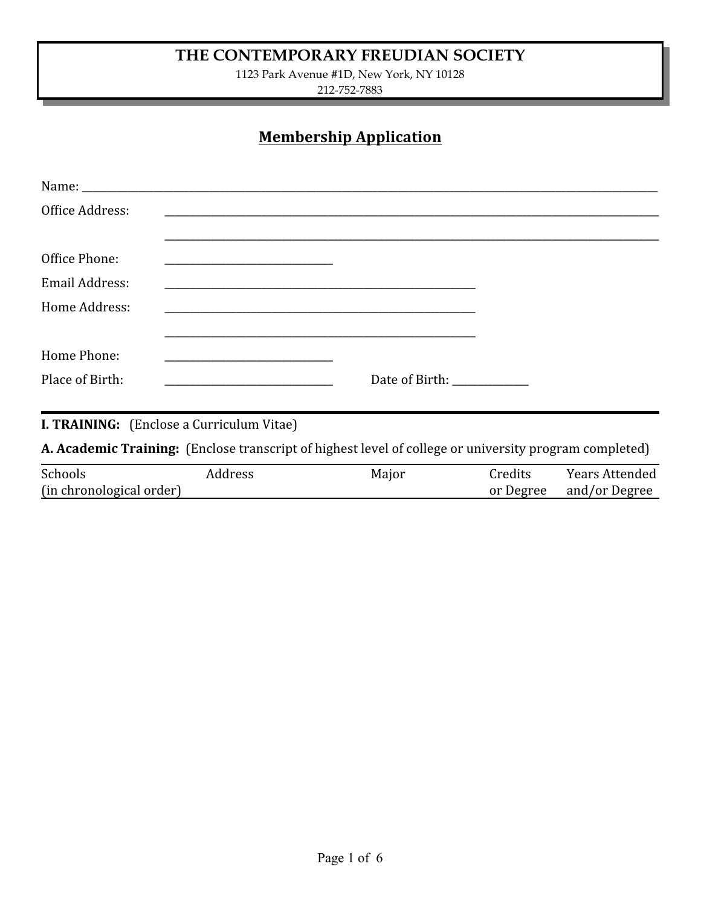# THE CONTEMPORARY FREUDIAN SOCIETY

1123 Park Avenue #1D, New York, NY 10128
212-752-7883

## Membership Application

Name: ______________________________________________

Office Address: ______________________________________________

______________________________________________

Office Phone: ______________________________

Email Address: ______________________________

Home Address: ______________________________

______________________________

Home Phone: ______________________________

Place of Birth: ______________________________ Date of Birth: ______________

---

**I. TRAINING:** (Enclose a Curriculum Vitae)

**A. Academic Training:** (Enclose transcript of highest level of college or university program completed)

| Schools (in chronological order) | Address | Major | Credits or Degree | Years Attended and/or Degree |
|---|---|---|---|---|
| | | | | |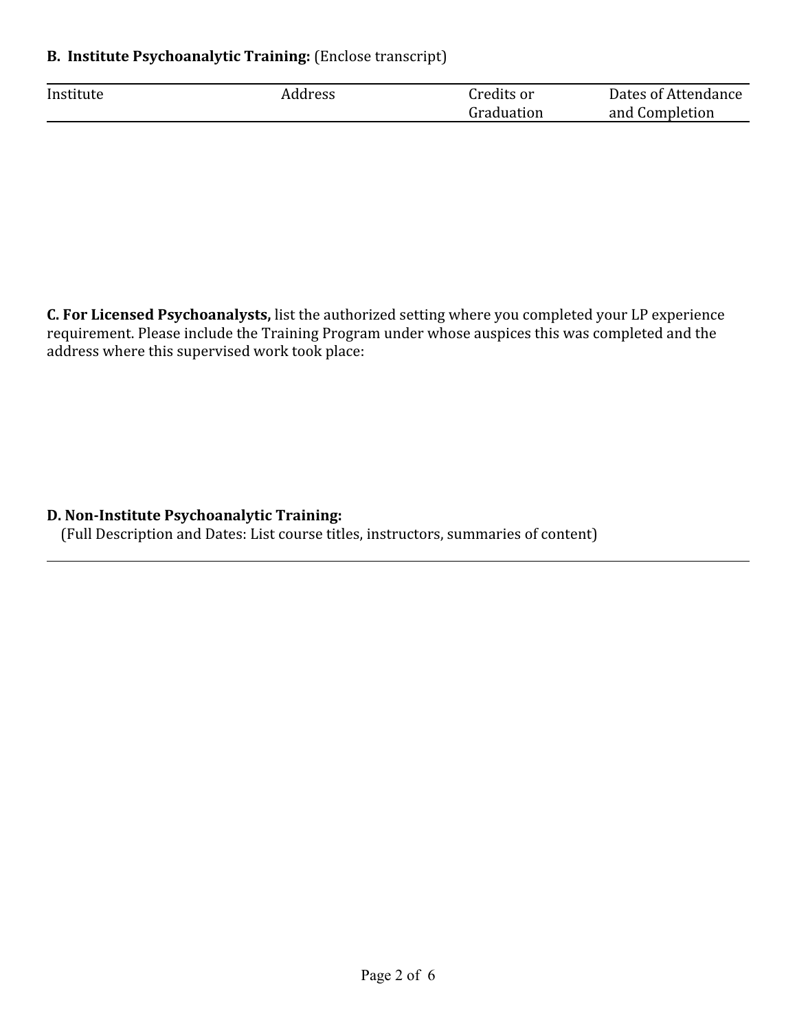**B. Institute Psychoanalytic Training:** (Enclose transcript)

| Institute | Address | Credits or Graduation | Dates of Attendance and Completion |
|---|---|---|---|
| | | | |

**C. For Licensed Psychoanalysts,** list the authorized setting where you completed your LP experience requirement. Please include the Training Program under whose auspices this was completed and the address where this supervised work took place:

**D. Non-Institute Psychoanalytic Training:**
(Full Description and Dates: List course titles, instructors, summaries of content)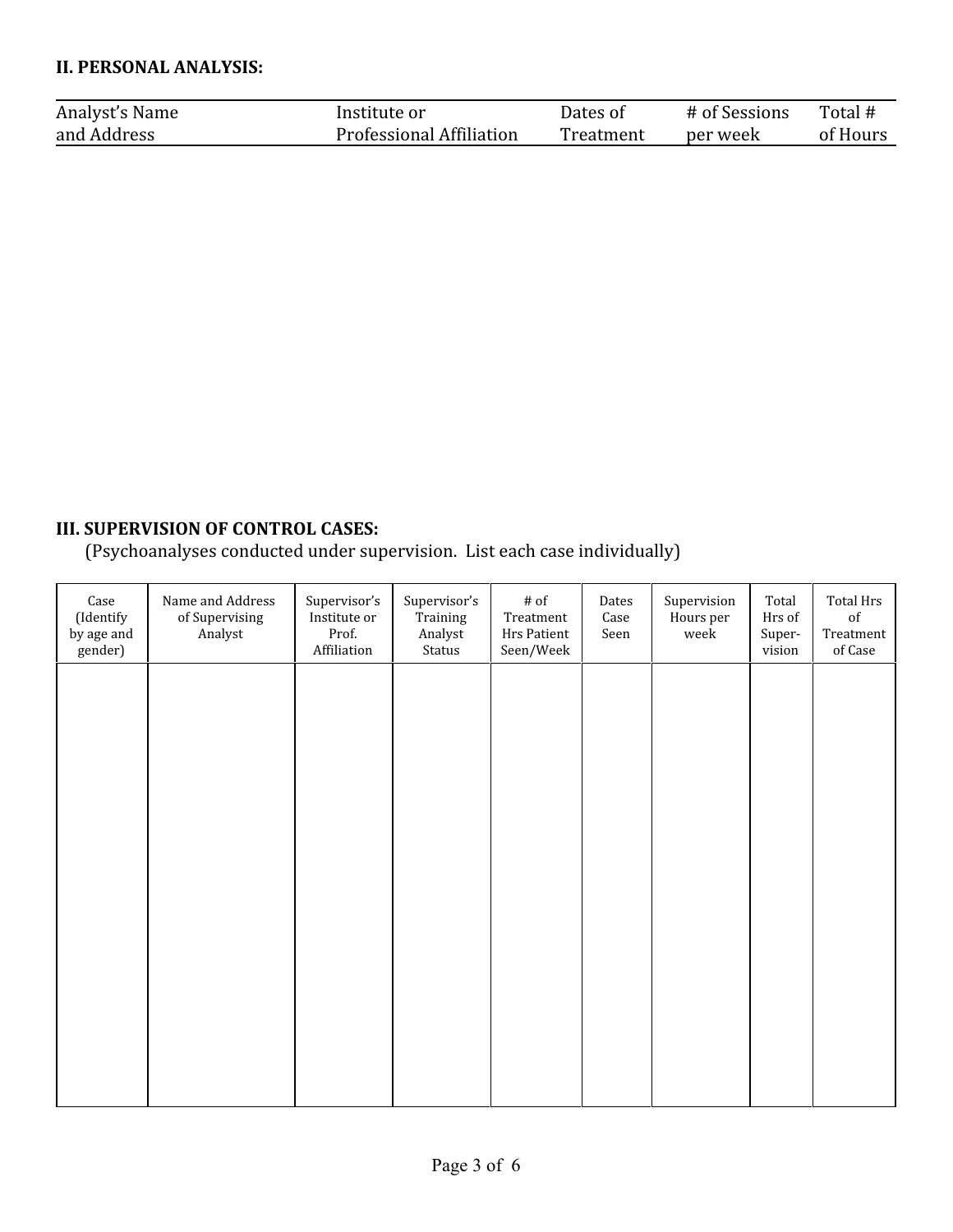**II. PERSONAL ANALYSIS:**

| Analyst's Name and Address | Institute or Professional Affiliation | Dates of Treatment | # of Sessions per week | Total # of Hours |
|---|---|---|---|---|
| | | | | |

**III. SUPERVISION OF CONTROL CASES:**

(Psychoanalyses conducted under supervision. List each case individually)

| Case (Identify by age and gender) | Name and Address of Supervising Analyst | Supervisor's Institute or Prof. Affiliation | Supervisor's Training Analyst Status | # of Treatment Hrs Patient Seen/Week | Dates Case Seen | Supervision Hours per week | Total Hrs of Super-vision | Total Hrs of Treatment of Case |
|---|---|---|---|---|---|---|---|---|
| | | | | | | | | |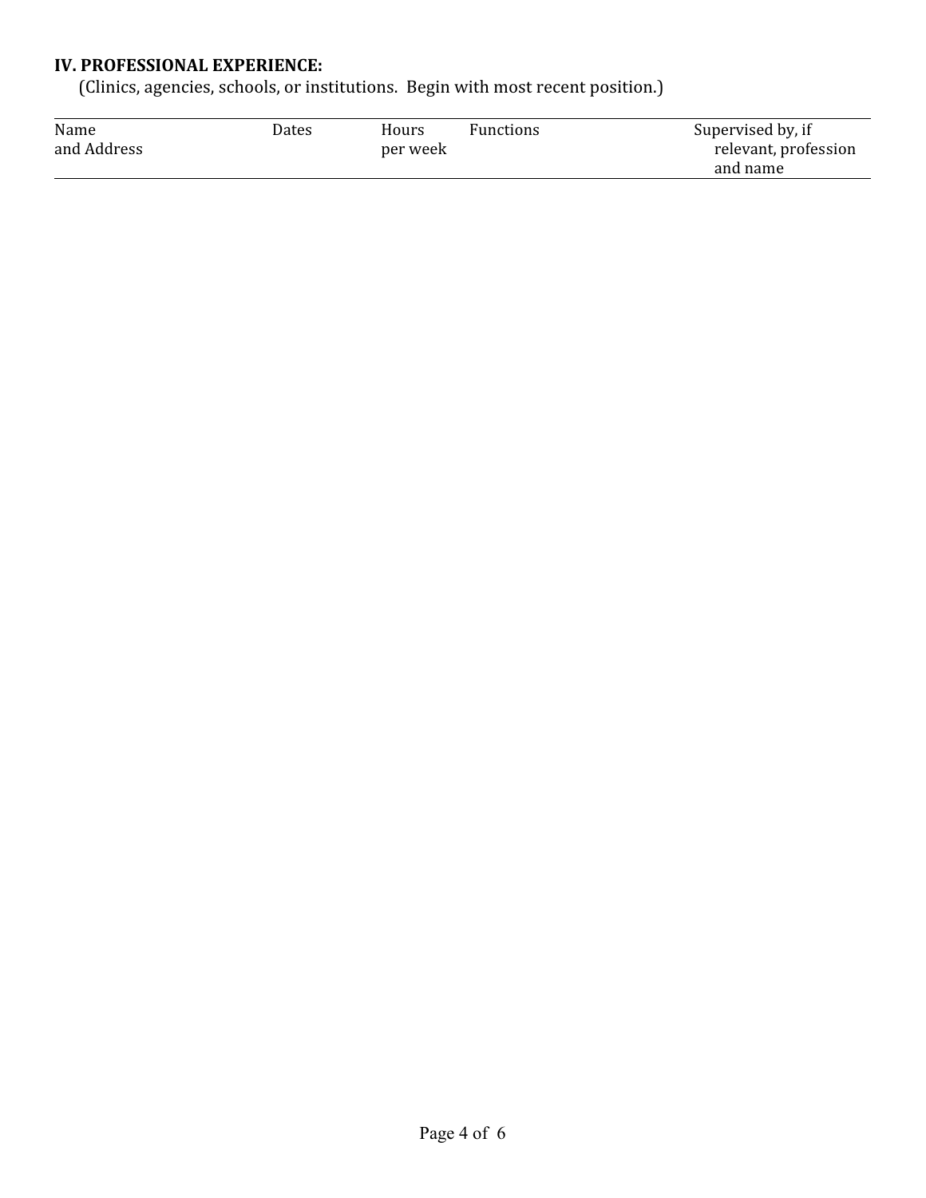**IV. PROFESSIONAL EXPERIENCE:**

(Clinics, agencies, schools, or institutions. Begin with most recent position.)

| Name and Address | Dates | Hours per week | Functions | Supervised by, if relevant, profession and name |
|---|---|---|---|---|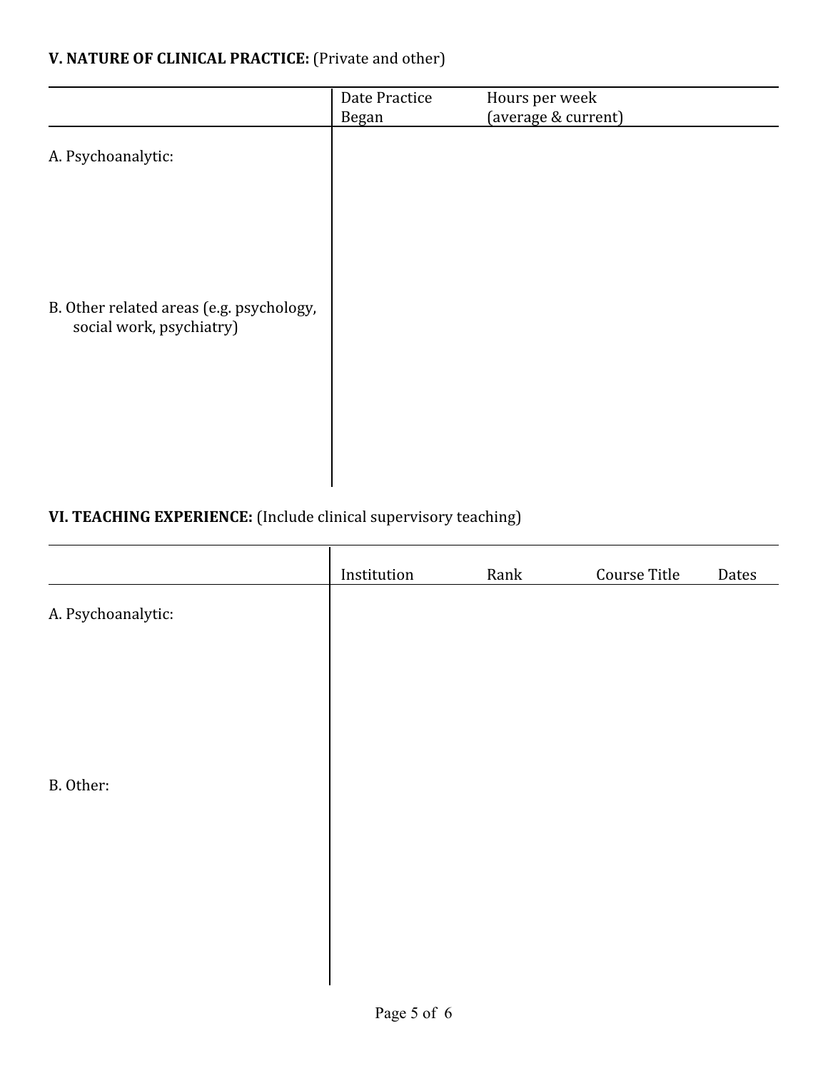**V. NATURE OF CLINICAL PRACTICE:** (Private and other)

| | Date Practice Began | Hours per week (average & current) |
|---|---|---|
| A. Psychoanalytic: | | |
| B. Other related areas (e.g. psychology, social work, psychiatry) | | |

**VI. TEACHING EXPERIENCE:** (Include clinical supervisory teaching)

| | Institution | Rank | Course Title | Dates |
|---|---|---|---|---|
| A. Psychoanalytic: | | | | |
| B. Other: | | | | |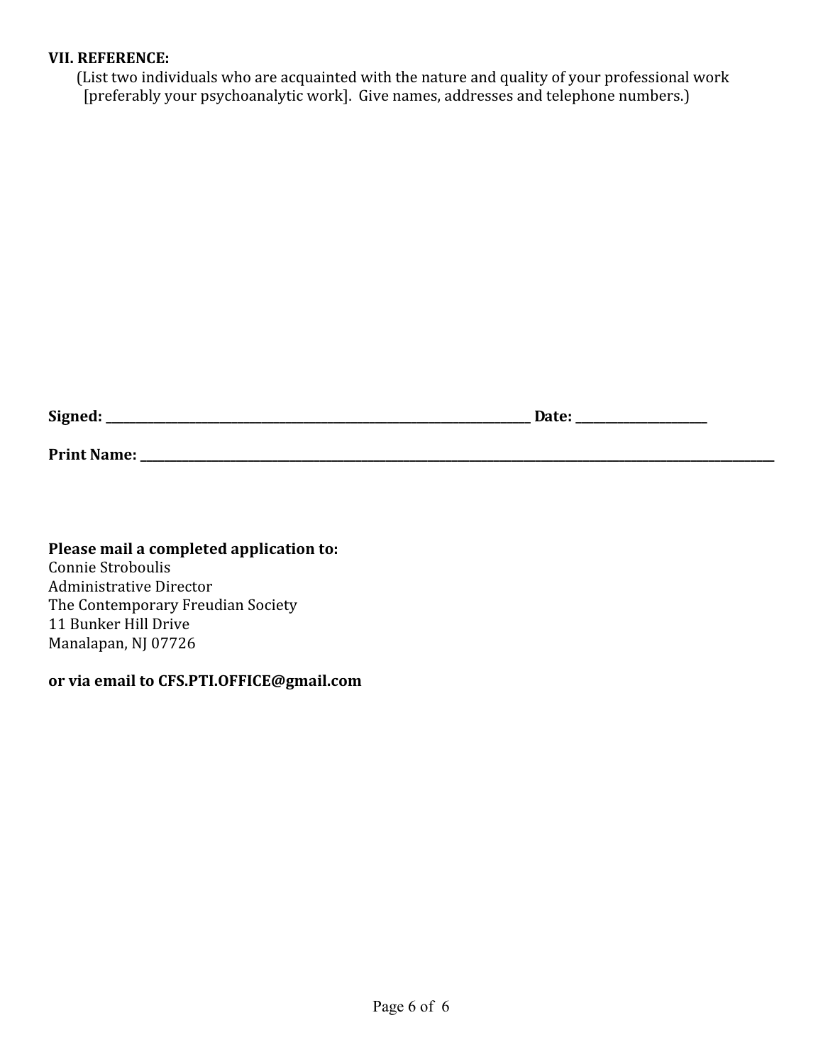**VII. REFERENCE:**

(List two individuals who are acquainted with the nature and quality of your professional work [preferably your psychoanalytic work]. Give names, addresses and telephone numbers.)

**Signed: \_\_\_\_\_\_\_\_\_\_\_\_\_\_\_\_\_\_\_\_\_\_\_\_\_\_\_\_\_\_\_\_\_\_\_\_\_\_\_\_\_\_\_\_\_\_\_\_\_\_ Date: \_\_\_\_\_\_\_\_\_\_\_\_\_\_\_\_\_\_\_\_**

**Print Name: \_\_\_\_\_\_\_\_\_\_\_\_\_\_\_\_\_\_\_\_\_\_\_\_\_\_\_\_\_\_\_\_\_\_\_\_\_\_\_\_\_\_\_\_\_\_\_\_\_\_\_\_\_\_\_\_\_\_\_\_\_\_\_\_\_\_\_\_\_\_\_\_\_\_\_\_**

**Please mail a completed application to:**
Connie Stroboulis
Administrative Director
The Contemporary Freudian Society
11 Bunker Hill Drive
Manalapan, NJ 07726

**or via email to CFS.PTI.OFFICE@gmail.com**